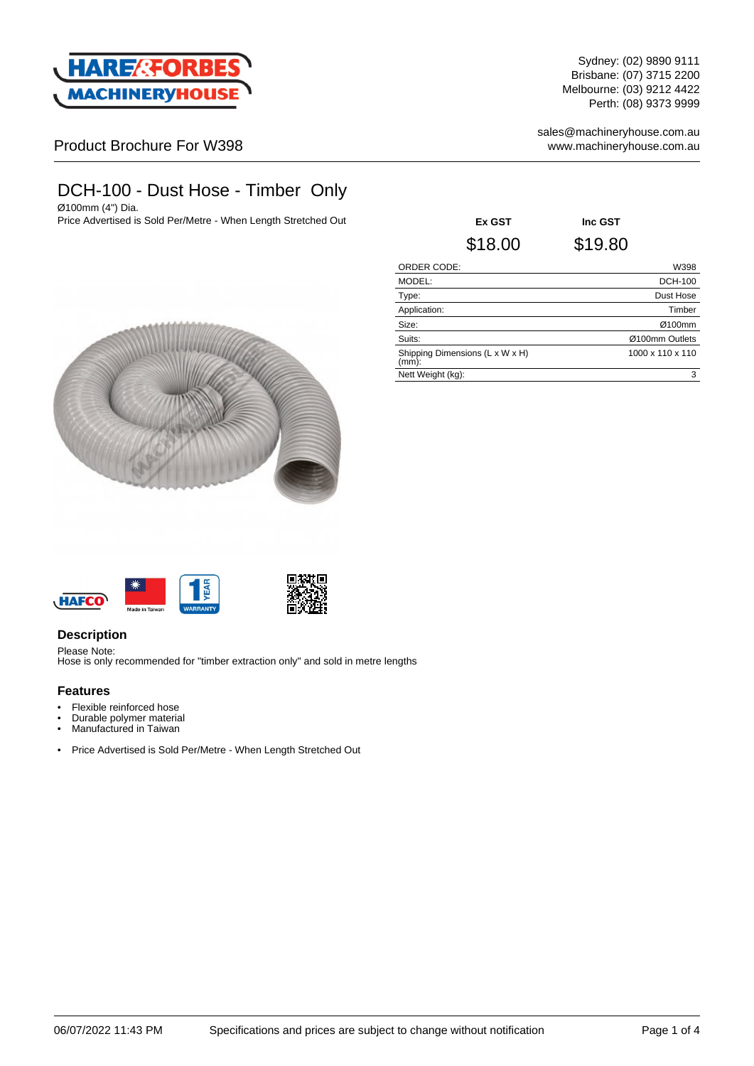Sydney: (02) 9890 9111
Brisbane: (07) 3715 2200
Melbourne: (03) 9212 4422
Perth: (08) 9373 9999

sales@machineryhouse.com.au
www.machineryhouse.com.au

Product Brochure For W398

# DCH-100 - Dust Hose - Timber Only

Ø100mm (4") Dia.
Price Advertised is Sold Per/Metre - When Length Stretched Out

| Ex GST | Inc GST |
| --- | --- |
| $18.00 | $19.80 |

| | |
| --- | --- |
| ORDER CODE: | W398 |
| MODEL: | DCH-100 |
| Type: | Dust Hose |
| Application: | Timber |
| Size: | Ø100mm |
| Suits: | Ø100mm Outlets |
| Shipping Dimensions (L x W x H) (mm): | 1000 x 110 x 110 |
| Nett Weight (kg): | 3 |

## Description

Please Note:
Hose is only recommended for "timber extraction only" and sold in metre lengths

## Features

- Flexible reinforced hose
- Durable polymer material
- Manufactured in Taiwan

- Price Advertised is Sold Per/Metre - When Length Stretched Out

06/07/2022 11:43 PM Specifications and prices are subject to change without notification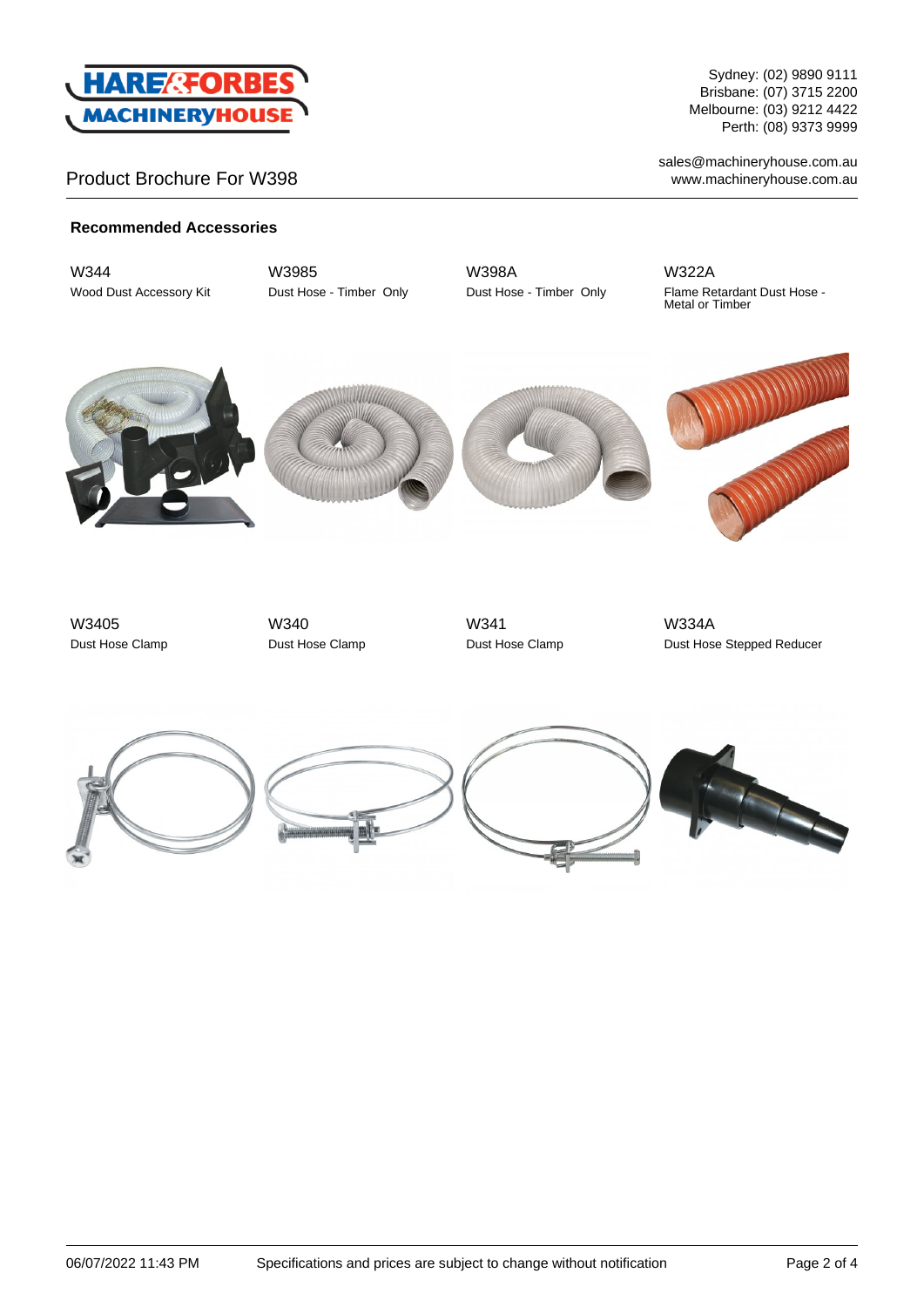Product Brochure For W398

## Recommended Accessories

**W344**
Wood Dust Accessory Kit

**W3985**
Dust Hose - Timber Only

**W398A**
Dust Hose - Timber Only

**W322A**
Flame Retardant Dust Hose - Metal or Timber

**W3405**
Dust Hose Clamp

**W340**
Dust Hose Clamp

**W341**
Dust Hose Clamp

**W334A**
Dust Hose Stepped Reducer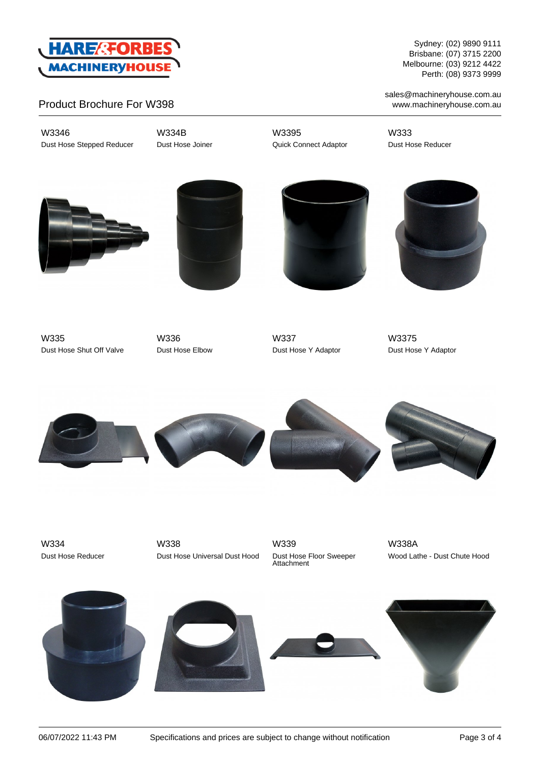Product Brochure For W398

W3346
Dust Hose Stepped Reducer

W334B
Dust Hose Joiner

W3395
Quick Connect Adaptor

W333
Dust Hose Reducer

W335
Dust Hose Shut Off Valve

W336
Dust Hose Elbow

W337
Dust Hose Y Adaptor

W3375
Dust Hose Y Adaptor

W334
Dust Hose Reducer

W338
Dust Hose Universal Dust Hood

W339
Dust Hose Floor Sweeper Attachment

W338A
Wood Lathe - Dust Chute Hood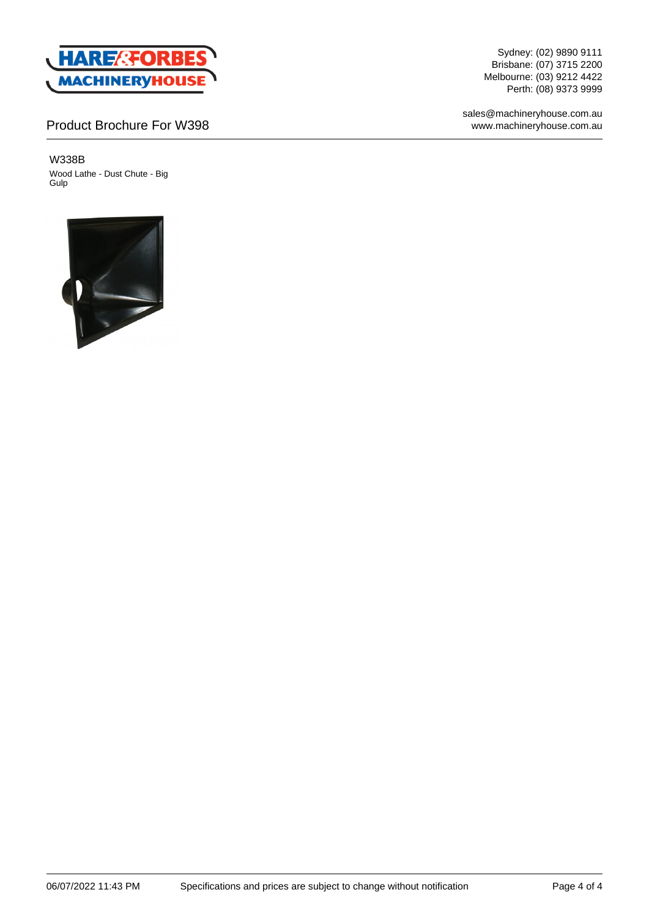Sydney: (02) 9890 9111
Brisbane: (07) 3715 2200
Melbourne: (03) 9212 4422
Perth: (08) 9373 9999

sales@machineryhouse.com.au
www.machineryhouse.com.au

# Product Brochure For W398

## W338B

Wood Lathe - Dust Chute - Big Gulp